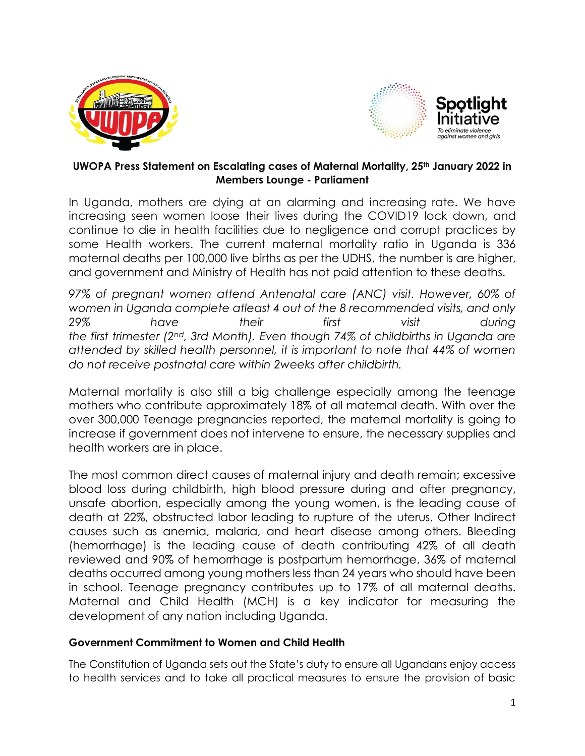**UWOPA Press Statement on Escalating cases of Maternal Mortality, 25th January 2022 in Members Lounge - Parliament**

In Uganda, mothers are dying at an alarming and increasing rate. We have increasing seen women loose their lives during the COVID19 lock down, and continue to die in health facilities due to negligence and corrupt practices by some Health workers. The current maternal mortality ratio in Uganda is 336 maternal deaths per 100,000 live births as per the UDHS, the number is are higher, and government and Ministry of Health has not paid attention to these deaths.

*97% of pregnant women attend Antenatal care (ANC) visit. However, 60% of women in Uganda complete atleast 4 out of the 8 recommended visits, and only 29% have their first visit during the first trimester (2nd, 3rd Month). Even though 74% of childbirths in Uganda are attended by skilled health personnel, it is important to note that 44% of women do not receive postnatal care within 2weeks after childbirth.*

Maternal mortality is also still a big challenge especially among the teenage mothers who contribute approximately 18% of all maternal death. With over the over 300,000 Teenage pregnancies reported, the maternal mortality is going to increase if government does not intervene to ensure, the necessary supplies and health workers are in place.

The most common direct causes of maternal injury and death remain; excessive blood loss during childbirth, high blood pressure during and after pregnancy, unsafe abortion, especially among the young women, is the leading cause of death at 22%, obstructed labor leading to rupture of the uterus. Other Indirect causes such as anemia, malaria, and heart disease among others. Bleeding (hemorrhage) is the leading cause of death contributing 42% of all death reviewed and 90% of hemorrhage is postpartum hemorrhage, 36% of maternal deaths occurred among young mothers less than 24 years who should have been in school. Teenage pregnancy contributes up to 17% of all maternal deaths. Maternal and Child Health (MCH) is a key indicator for measuring the development of any nation including Uganda.

## Government Commitment to Women and Child Health

The Constitution of Uganda sets out the State's duty to ensure all Ugandans enjoy access to health services and to take all practical measures to ensure the provision of basic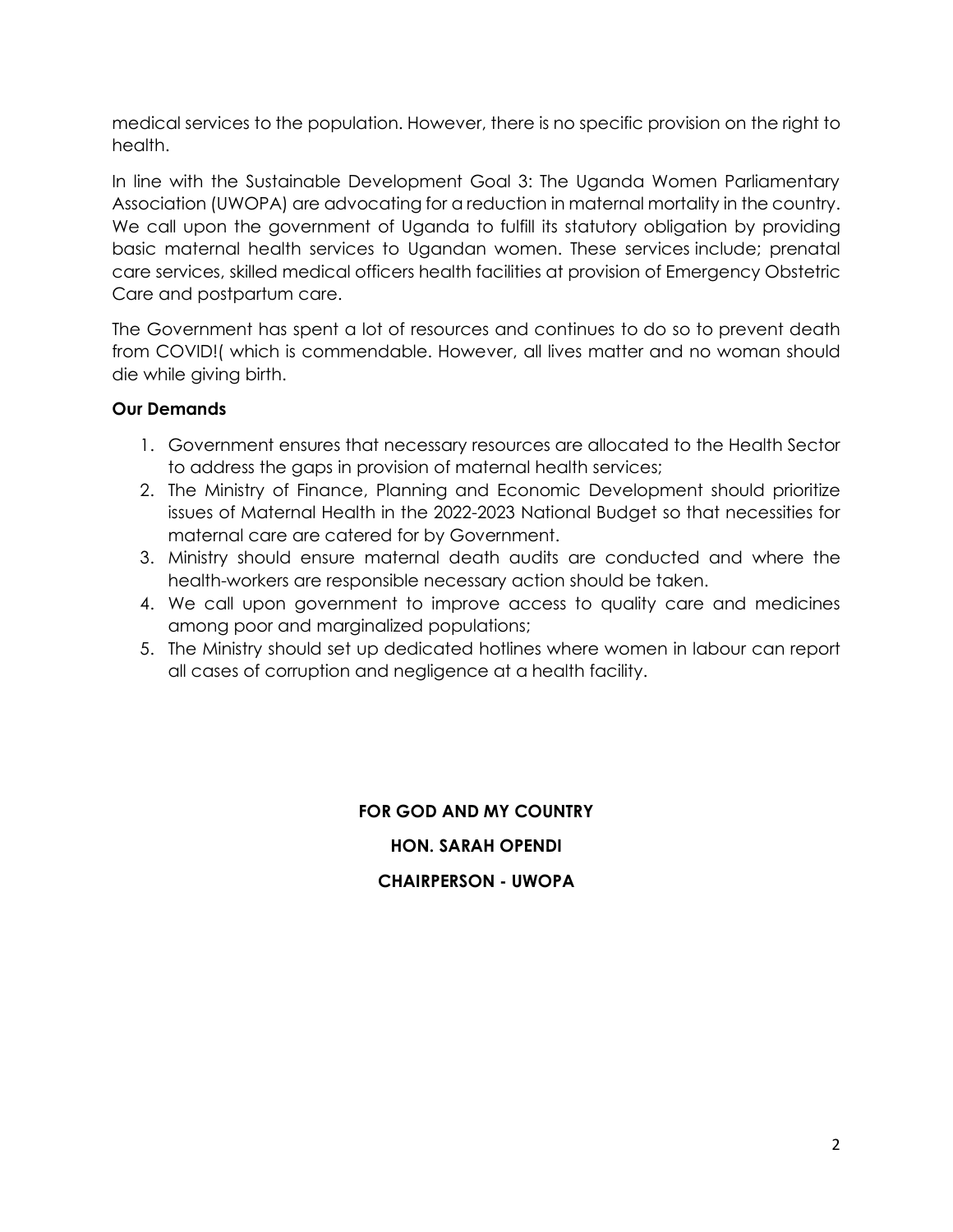medical services to the population. However, there is no specific provision on the right to health.

In line with the Sustainable Development Goal 3: The Uganda Women Parliamentary Association (UWOPA) are advocating for a reduction in maternal mortality in the country. We call upon the government of Uganda to fulfill its statutory obligation by providing basic maternal health services to Ugandan women. These services include; prenatal care services, skilled medical officers health facilities at provision of Emergency Obstetric Care and postpartum care.

The Government has spent a lot of resources and continues to do so to prevent death from COVID!( which is commendable. However, all lives matter and no woman should die while giving birth.

**Our Demands**

1. Government ensures that necessary resources are allocated to the Health Sector to address the gaps in provision of maternal health services;
2. The Ministry of Finance, Planning and Economic Development should prioritize issues of Maternal Health in the 2022-2023 National Budget so that necessities for maternal care are catered for by Government.
3. Ministry should ensure maternal death audits are conducted and where the health-workers are responsible necessary action should be taken.
4. We call upon government to improve access to quality care and medicines among poor and marginalized populations;
5. The Ministry should set up dedicated hotlines where women in labour can report all cases of corruption and negligence at a health facility.

**FOR GOD AND MY COUNTRY**

**HON. SARAH OPENDI**

**CHAIRPERSON - UWOPA**